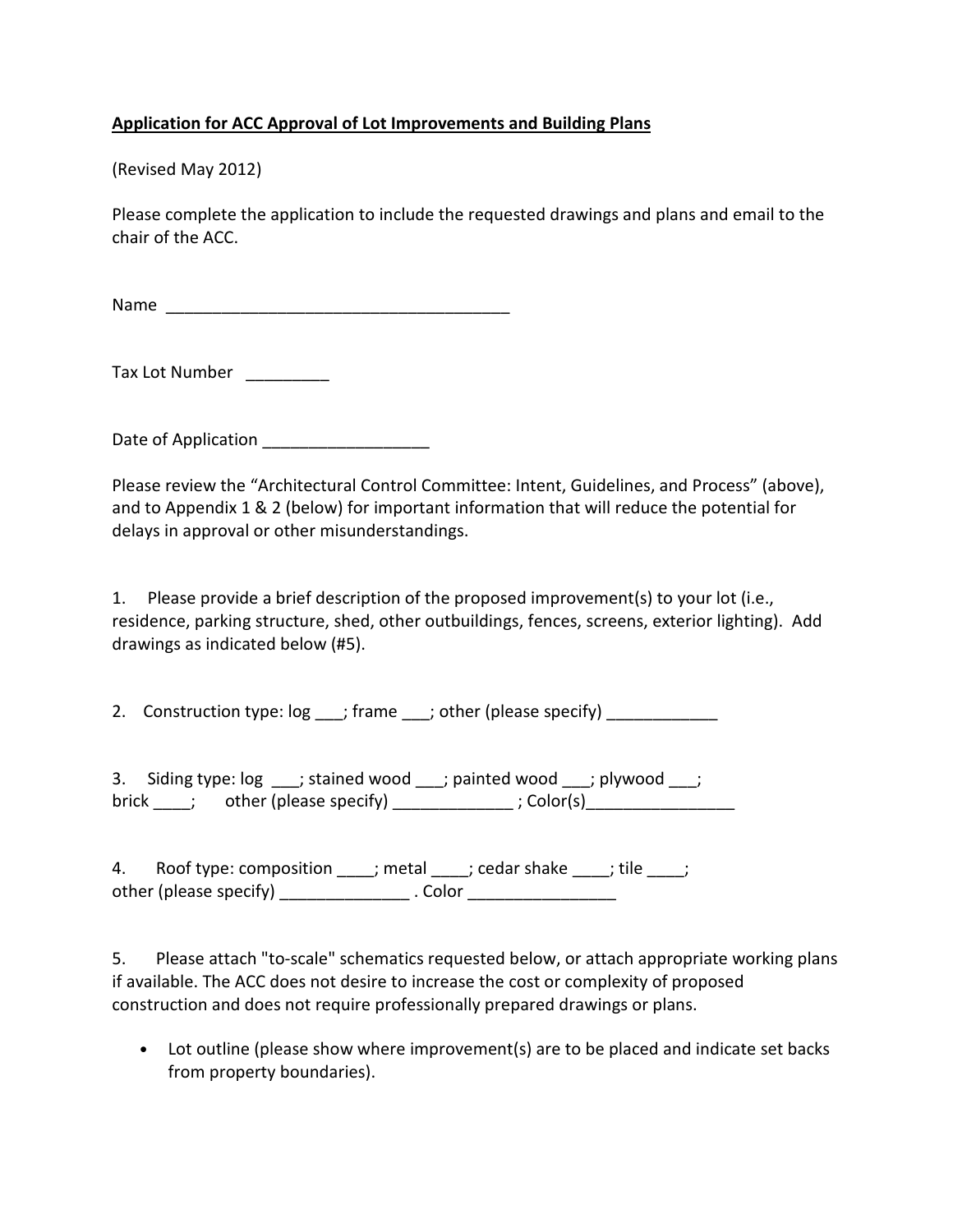**Application for ACC Approval of Lot Improvements and Building Plans**

(Revised May 2012)

Please complete the application to include the requested drawings and plans and email to the chair of the ACC.

Name _______________________________________

Tax Lot Number _________

Date of Application __________________

Please review the "Architectural Control Committee: Intent, Guidelines, and Process" (above), and to Appendix 1 & 2 (below) for important information that will reduce the potential for delays in approval or other misunderstandings.

1. Please provide a brief description of the proposed improvement(s) to your lot (i.e., residence, parking structure, shed, other outbuildings, fences, screens, exterior lighting). Add drawings as indicated below (#5).

2. Construction type: log ___; frame ___; other (please specify) ____________

3. Siding type: log ___; stained wood ___; painted wood ___; plywood ___; brick ____; other (please specify) _____________ ; Color(s)________________

4. Roof type: composition ____; metal ____; cedar shake ____; tile ____; other (please specify) ______________ . Color ________________

5. Please attach "to-scale" schematics requested below, or attach appropriate working plans if available. The ACC does not desire to increase the cost or complexity of proposed construction and does not require professionally prepared drawings or plans.

- Lot outline (please show where improvement(s) are to be placed and indicate set backs from property boundaries).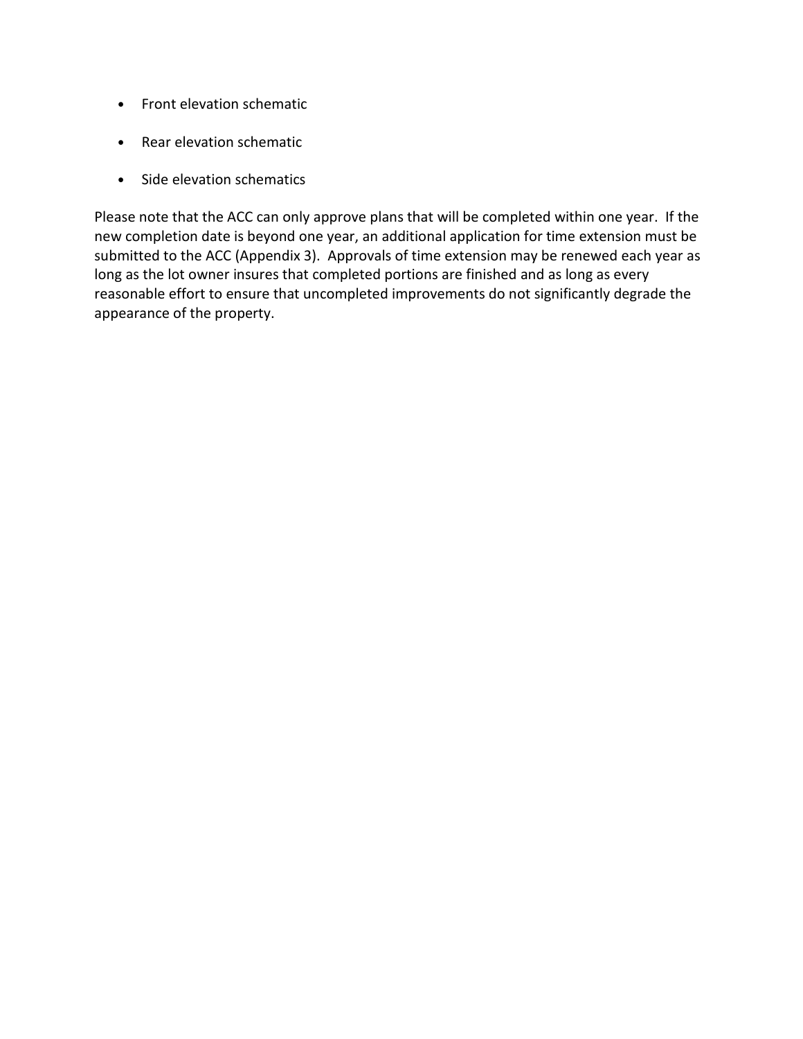- Front elevation schematic
- Rear elevation schematic
- Side elevation schematics

Please note that the ACC can only approve plans that will be completed within one year. If the new completion date is beyond one year, an additional application for time extension must be submitted to the ACC (Appendix 3). Approvals of time extension may be renewed each year as long as the lot owner insures that completed portions are finished and as long as every reasonable effort to ensure that uncompleted improvements do not significantly degrade the appearance of the property.